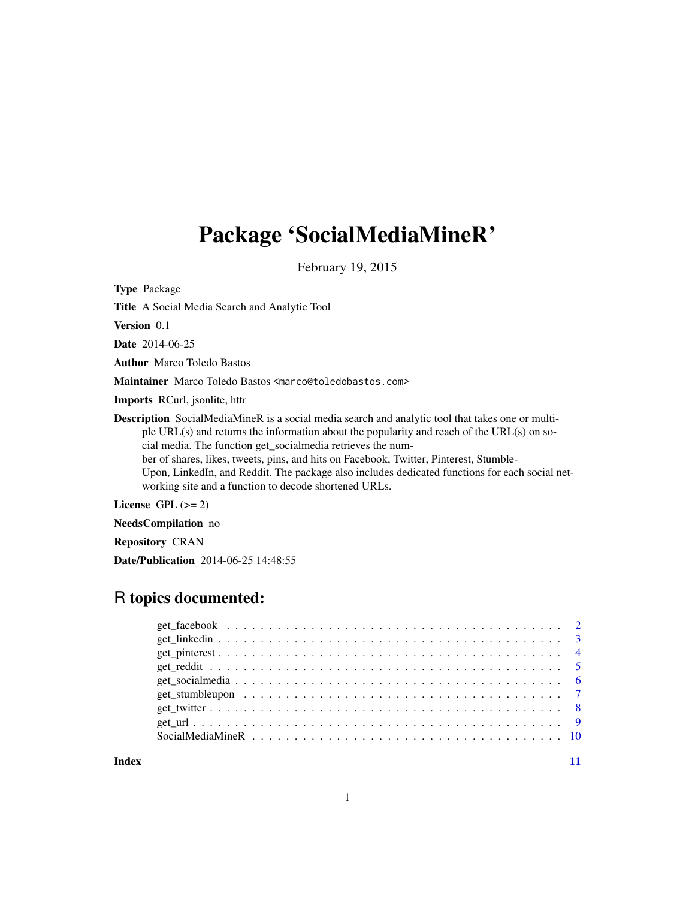# Package 'SocialMediaMineR'

February 19, 2015

**Type** Package

**Title** A Social Media Search and Analytic Tool

**Version** 0.1

**Date** 2014-06-25

**Author** Marco Toledo Bastos

**Maintainer** Marco Toledo Bastos <marco@toledobastos.com>

**Imports** RCurl, jsonlite, httr

**Description** SocialMediaMineR is a social media search and analytic tool that takes one or multiple URL(s) and returns the information about the popularity and reach of the URL(s) on social media. The function get_socialmedia retrieves the number of shares, likes, tweets, pins, and hits on Facebook, Twitter, Pinterest, StumbleUpon, LinkedIn, and Reddit. The package also includes dedicated functions for each social networking site and a function to decode shortened URLs.

**License** GPL (>= 2)

**NeedsCompilation** no

**Repository** CRAN

**Date/Publication** 2014-06-25 14:48:55

## R topics documented:

- get_facebook . . . . . . . . . . . . . . . . . . . . . . . . . . . . . . . . . . . . . . . 2
- get_linkedin . . . . . . . . . . . . . . . . . . . . . . . . . . . . . . . . . . . . . . . 3
- get_pinterest . . . . . . . . . . . . . . . . . . . . . . . . . . . . . . . . . . . . . . . 4
- get_reddit . . . . . . . . . . . . . . . . . . . . . . . . . . . . . . . . . . . . . . . . 5
- get_socialmedia . . . . . . . . . . . . . . . . . . . . . . . . . . . . . . . . . . . . . 6
- get_stumbleupon . . . . . . . . . . . . . . . . . . . . . . . . . . . . . . . . . . . . . 7
- get_twitter . . . . . . . . . . . . . . . . . . . . . . . . . . . . . . . . . . . . . . . 8
- get_url . . . . . . . . . . . . . . . . . . . . . . . . . . . . . . . . . . . . . . . . . 9
- SocialMediaMineR . . . . . . . . . . . . . . . . . . . . . . . . . . . . . . . . . . . . 10

**Index** 11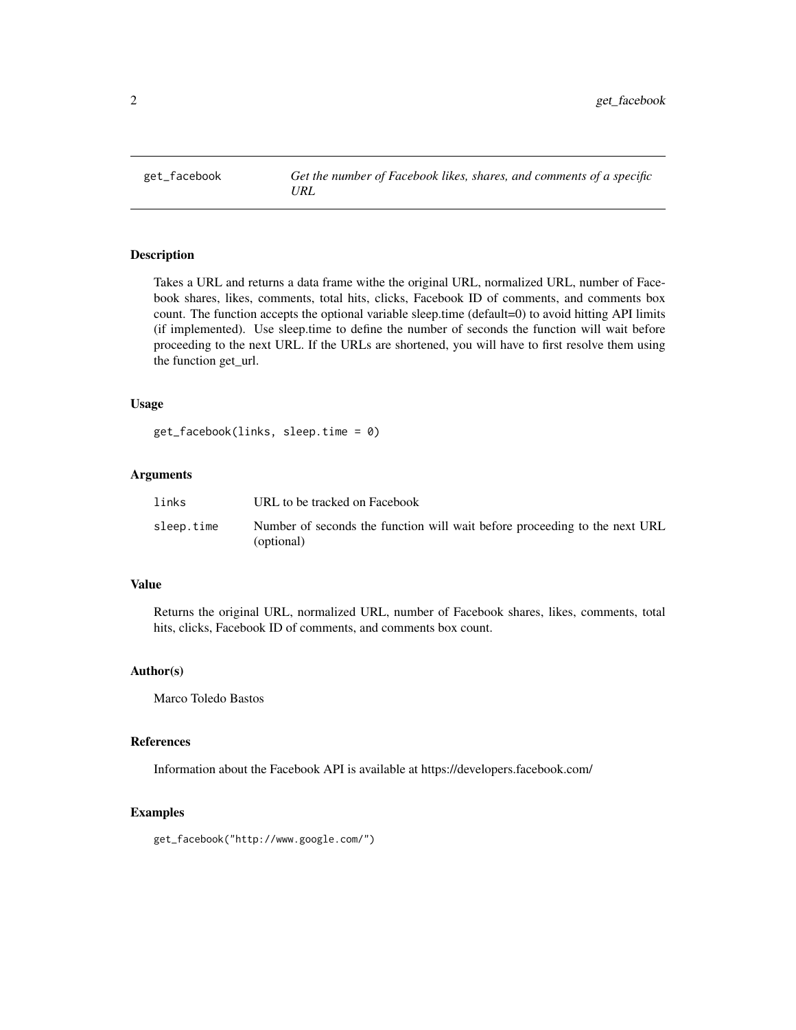`get_facebook` *Get the number of Facebook likes, shares, and comments of a specific URL*

## Description

Takes a URL and returns a data frame withe the original URL, normalized URL, number of Facebook shares, likes, comments, total hits, clicks, Facebook ID of comments, and comments box count. The function accepts the optional variable sleep.time (default=0) to avoid hitting API limits (if implemented). Use sleep.time to define the number of seconds the function will wait before proceeding to the next URL. If the URLs are shortened, you will have to first resolve them using the function get_url.

## Usage

```
get_facebook(links, sleep.time = 0)
```

## Arguments

| | |
|---|---|
| `links` | URL to be tracked on Facebook |
| `sleep.time` | Number of seconds the function will wait before proceeding to the next URL (optional) |

## Value

Returns the original URL, normalized URL, number of Facebook shares, likes, comments, total hits, clicks, Facebook ID of comments, and comments box count.

## Author(s)

Marco Toledo Bastos

## References

Information about the Facebook API is available at https://developers.facebook.com/

## Examples

```
get_facebook("http://www.google.com/")
```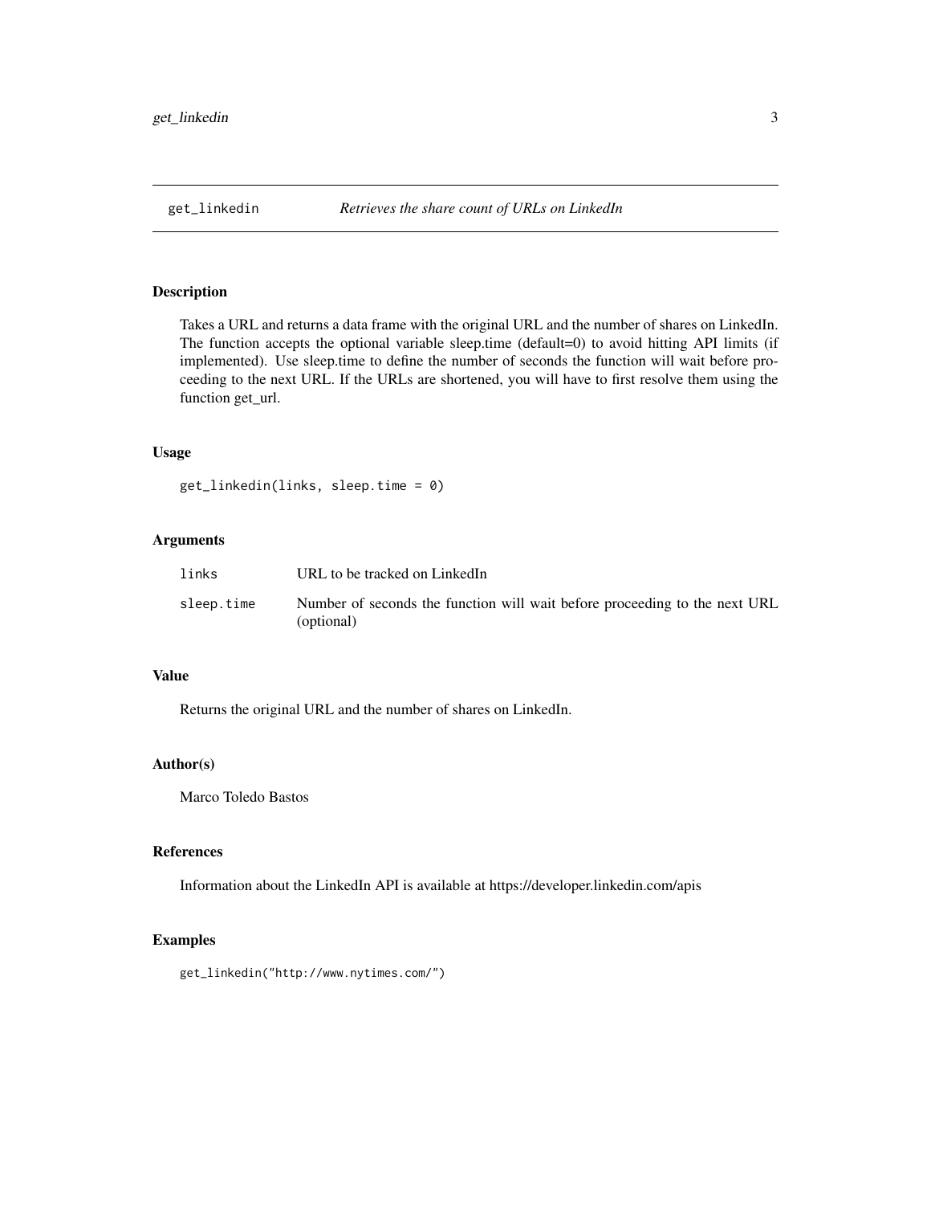## get_linkedin *Retrieves the share count of URLs on LinkedIn*

### Description

Takes a URL and returns a data frame with the original URL and the number of shares on LinkedIn. The function accepts the optional variable sleep.time (default=0) to avoid hitting API limits (if implemented). Use sleep.time to define the number of seconds the function will wait before proceeding to the next URL. If the URLs are shortened, you will have to first resolve them using the function get_url.

### Usage

```
get_linkedin(links, sleep.time = 0)
```

### Arguments

| | |
|---|---|
| `links` | URL to be tracked on LinkedIn |
| `sleep.time` | Number of seconds the function will wait before proceeding to the next URL (optional) |

### Value

Returns the original URL and the number of shares on LinkedIn.

### Author(s)

Marco Toledo Bastos

### References

Information about the LinkedIn API is available at https://developer.linkedin.com/apis

### Examples

```
get_linkedin("http://www.nytimes.com/")
```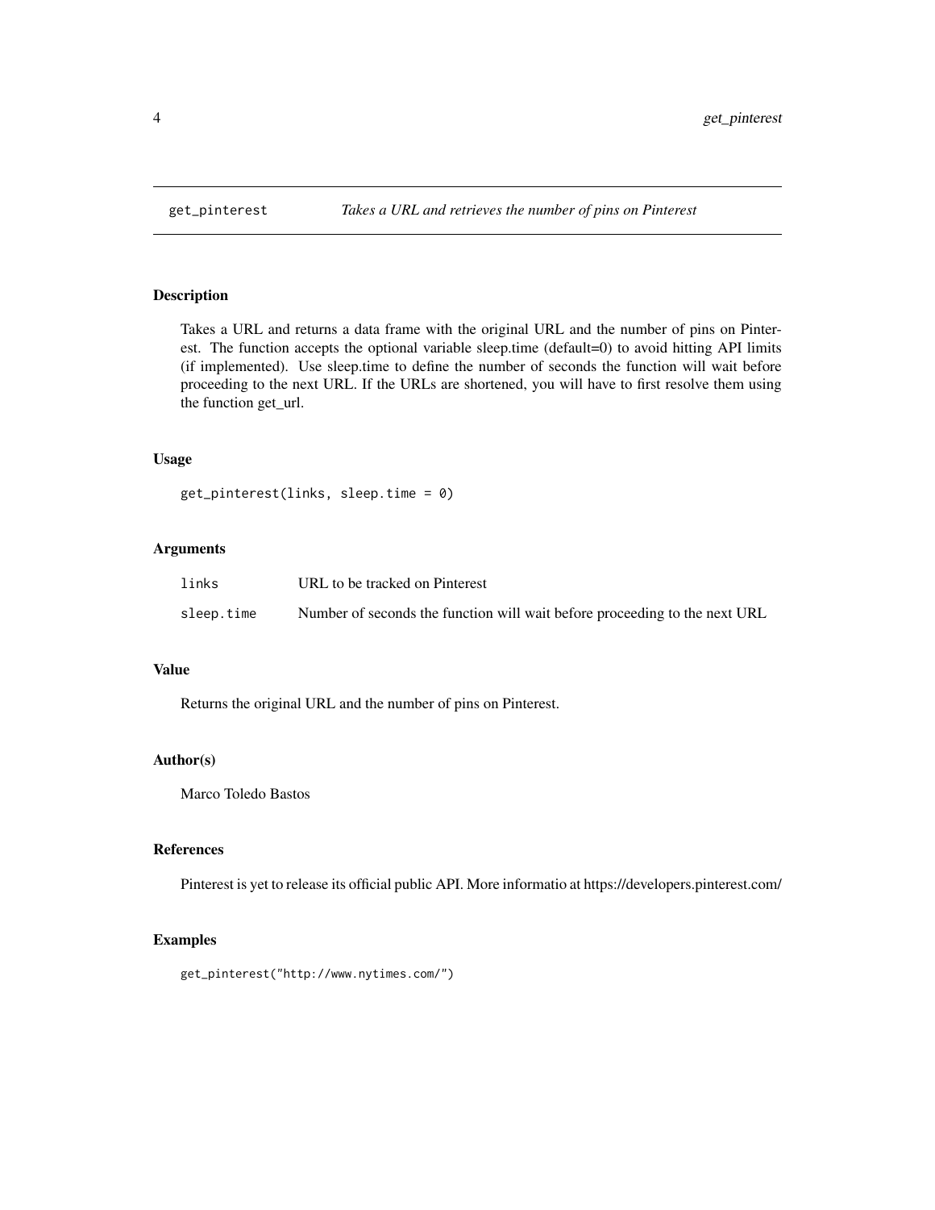## get_pinterest — *Takes a URL and retrieves the number of pins on Pinterest*

### Description

Takes a URL and returns a data frame with the original URL and the number of pins on Pinterest. The function accepts the optional variable sleep.time (default=0) to avoid hitting API limits (if implemented). Use sleep.time to define the number of seconds the function will wait before proceeding to the next URL. If the URLs are shortened, you will have to first resolve them using the function get_url.

### Usage

```
get_pinterest(links, sleep.time = 0)
```

### Arguments

| | |
|---|---|
| `links` | URL to be tracked on Pinterest |
| `sleep.time` | Number of seconds the function will wait before proceeding to the next URL |

### Value

Returns the original URL and the number of pins on Pinterest.

### Author(s)

Marco Toledo Bastos

### References

Pinterest is yet to release its official public API. More informatio at https://developers.pinterest.com/

### Examples

```
get_pinterest("http://www.nytimes.com/")
```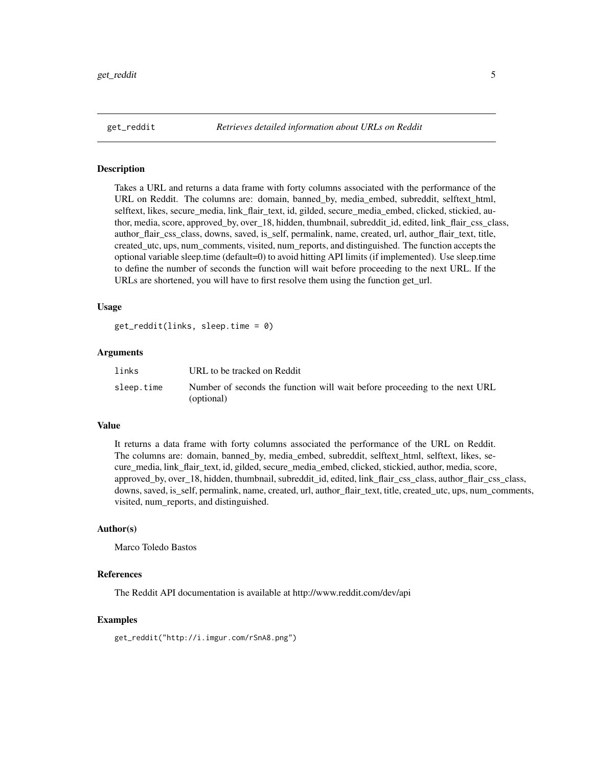# get_reddit *Retrieves detailed information about URLs on Reddit*

## Description

Takes a URL and returns a data frame with forty columns associated with the performance of the URL on Reddit. The columns are: domain, banned_by, media_embed, subreddit, selftext_html, selftext, likes, secure_media, link_flair_text, id, gilded, secure_media_embed, clicked, stickied, author, media, score, approved_by, over_18, hidden, thumbnail, subreddit_id, edited, link_flair_css_class, author_flair_css_class, downs, saved, is_self, permalink, name, created, url, author_flair_text, title, created_utc, ups, num_comments, visited, num_reports, and distinguished. The function accepts the optional variable sleep.time (default=0) to avoid hitting API limits (if implemented). Use sleep.time to define the number of seconds the function will wait before proceeding to the next URL. If the URLs are shortened, you will have to first resolve them using the function get_url.

## Usage

```
get_reddit(links, sleep.time = 0)
```

## Arguments

| | |
|---|---|
| links | URL to be tracked on Reddit |
| sleep.time | Number of seconds the function will wait before proceeding to the next URL (optional) |

## Value

It returns a data frame with forty columns associated the performance of the URL on Reddit. The columns are: domain, banned_by, media_embed, subreddit, selftext_html, selftext, likes, secure_media, link_flair_text, id, gilded, secure_media_embed, clicked, stickied, author, media, score, approved_by, over_18, hidden, thumbnail, subreddit_id, edited, link_flair_css_class, author_flair_css_class, downs, saved, is_self, permalink, name, created, url, author_flair_text, title, created_utc, ups, num_comments, visited, num_reports, and distinguished.

## Author(s)

Marco Toledo Bastos

## References

The Reddit API documentation is available at http://www.reddit.com/dev/api

## Examples

```
get_reddit("http://i.imgur.com/rSnA8.png")
```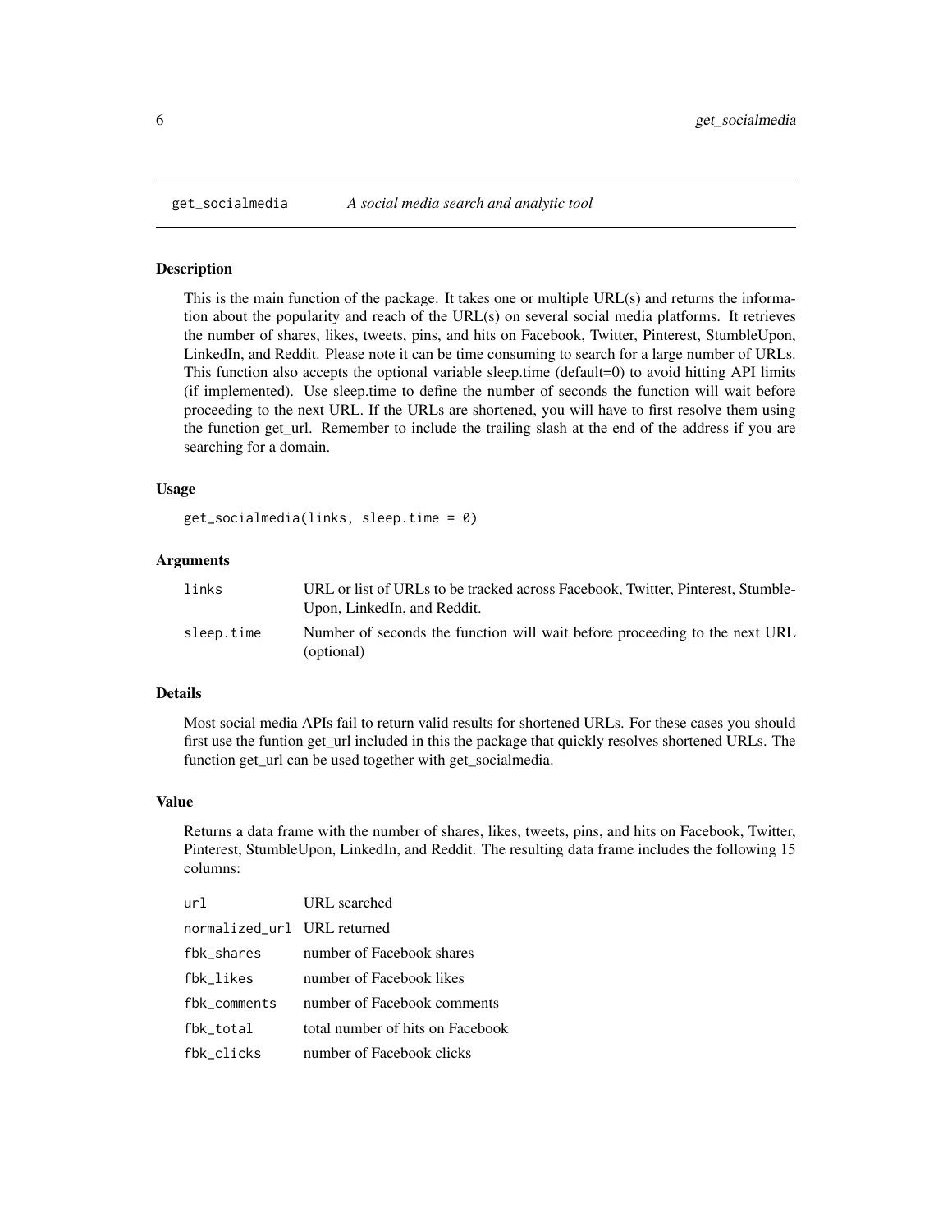## get_socialmedia — *A social media search and analytic tool*

### Description

This is the main function of the package. It takes one or multiple URL(s) and returns the information about the popularity and reach of the URL(s) on several social media platforms. It retrieves the number of shares, likes, tweets, pins, and hits on Facebook, Twitter, Pinterest, StumbleUpon, LinkedIn, and Reddit. Please note it can be time consuming to search for a large number of URLs. This function also accepts the optional variable sleep.time (default=0) to avoid hitting API limits (if implemented). Use sleep.time to define the number of seconds the function will wait before proceeding to the next URL. If the URLs are shortened, you will have to first resolve them using the function get_url. Remember to include the trailing slash at the end of the address if you are searching for a domain.

### Usage

```
get_socialmedia(links, sleep.time = 0)
```

### Arguments

| | |
|---|---|
| `links` | URL or list of URLs to be tracked across Facebook, Twitter, Pinterest, StumbleUpon, LinkedIn, and Reddit. |
| `sleep.time` | Number of seconds the function will wait before proceeding to the next URL (optional) |

### Details

Most social media APIs fail to return valid results for shortened URLs. For these cases you should first use the funtion get_url included in this the package that quickly resolves shortened URLs. The function get_url can be used together with get_socialmedia.

### Value

Returns a data frame with the number of shares, likes, tweets, pins, and hits on Facebook, Twitter, Pinterest, StumbleUpon, LinkedIn, and Reddit. The resulting data frame includes the following 15 columns:

| | |
|---|---|
| `url` | URL searched |
| `normalized_url` | URL returned |
| `fbk_shares` | number of Facebook shares |
| `fbk_likes` | number of Facebook likes |
| `fbk_comments` | number of Facebook comments |
| `fbk_total` | total number of hits on Facebook |
| `fbk_clicks` | number of Facebook clicks |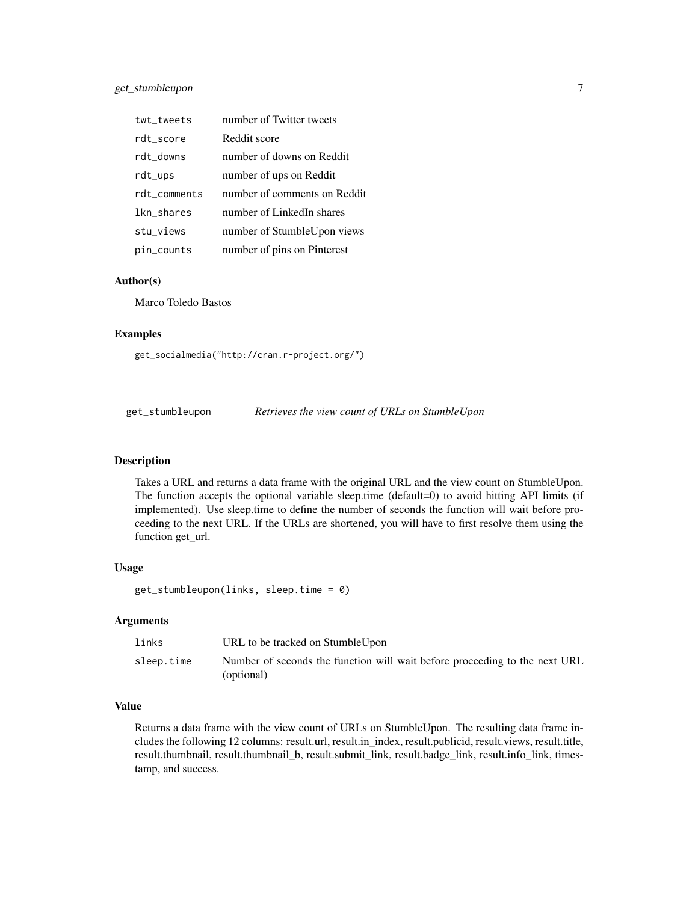| | |
|---|---|
| twt_tweets | number of Twitter tweets |
| rdt_score | Reddit score |
| rdt_downs | number of downs on Reddit |
| rdt_ups | number of ups on Reddit |
| rdt_comments | number of comments on Reddit |
| lkn_shares | number of LinkedIn shares |
| stu_views | number of StumbleUpon views |
| pin_counts | number of pins on Pinterest |

### Author(s)

Marco Toledo Bastos

### Examples

```
get_socialmedia("http://cran.r-project.org/")
```

---

## get_stumbleupon *Retrieves the view count of URLs on StumbleUpon*

---

### Description

Takes a URL and returns a data frame with the original URL and the view count on StumbleUpon. The function accepts the optional variable sleep.time (default=0) to avoid hitting API limits (if implemented). Use sleep.time to define the number of seconds the function will wait before proceeding to the next URL. If the URLs are shortened, you will have to first resolve them using the function get_url.

### Usage

```
get_stumbleupon(links, sleep.time = 0)
```

### Arguments

| | |
|---|---|
| links | URL to be tracked on StumbleUpon |
| sleep.time | Number of seconds the function will wait before proceeding to the next URL (optional) |

### Value

Returns a data frame with the view count of URLs on StumbleUpon. The resulting data frame includes the following 12 columns: result.url, result.in_index, result.publicid, result.views, result.title, result.thumbnail, result.thumbnail_b, result.submit_link, result.badge_link, result.info_link, timestamp, and success.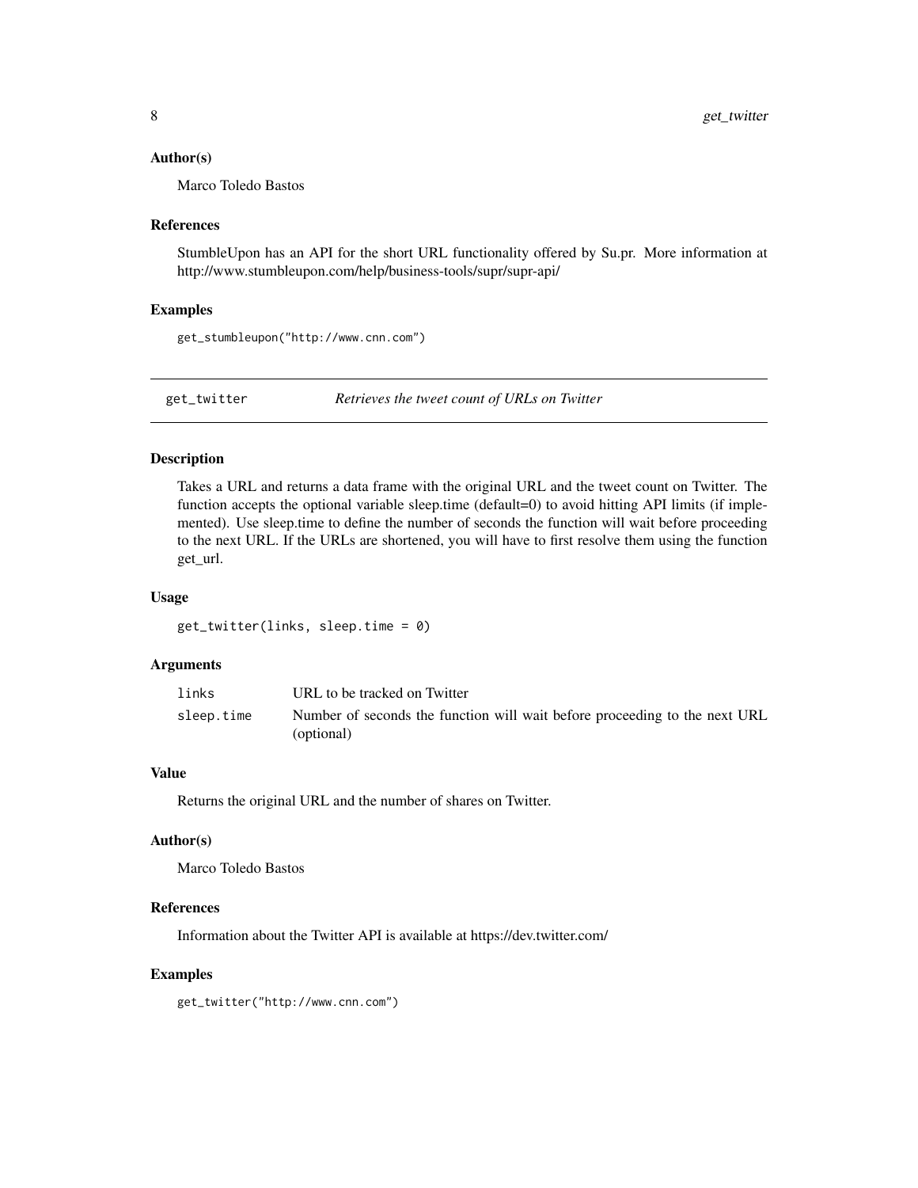### Author(s)

Marco Toledo Bastos

### References

StumbleUpon has an API for the short URL functionality offered by Su.pr. More information at http://www.stumbleupon.com/help/business-tools/supr/supr-api/

### Examples

```
get_stumbleupon("http://www.cnn.com")
```

---

## get_twitter — *Retrieves the tweet count of URLs on Twitter*

---

### Description

Takes a URL and returns a data frame with the original URL and the tweet count on Twitter. The function accepts the optional variable sleep.time (default=0) to avoid hitting API limits (if implemented). Use sleep.time to define the number of seconds the function will wait before proceeding to the next URL. If the URLs are shortened, you will have to first resolve them using the function get_url.

### Usage

```
get_twitter(links, sleep.time = 0)
```

### Arguments

| | |
|---|---|
| `links` | URL to be tracked on Twitter |
| `sleep.time` | Number of seconds the function will wait before proceeding to the next URL (optional) |

### Value

Returns the original URL and the number of shares on Twitter.

### Author(s)

Marco Toledo Bastos

### References

Information about the Twitter API is available at https://dev.twitter.com/

### Examples

```
get_twitter("http://www.cnn.com")
```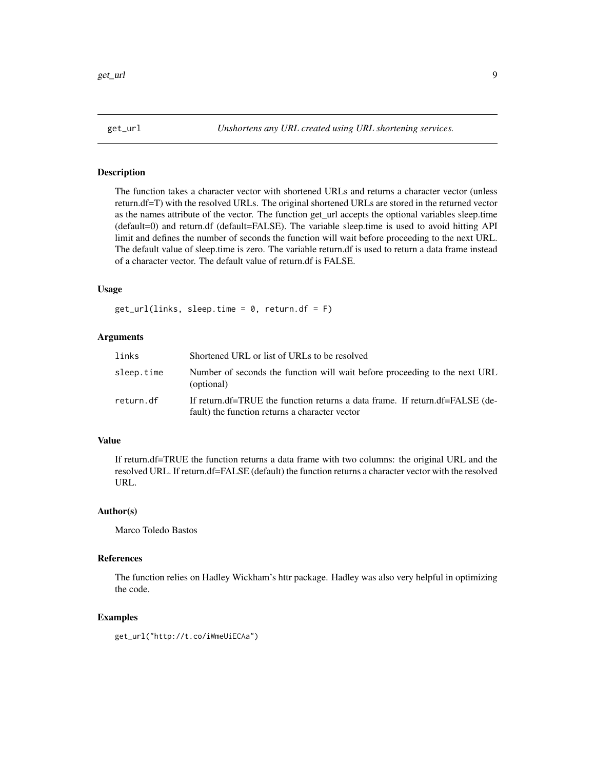## get_url — *Unshortens any URL created using URL shortening services.*

### Description

The function takes a character vector with shortened URLs and returns a character vector (unless return.df=T) with the resolved URLs. The original shortened URLs are stored in the returned vector as the names attribute of the vector. The function get_url accepts the optional variables sleep.time (default=0) and return.df (default=FALSE). The variable sleep.time is used to avoid hitting API limit and defines the number of seconds the function will wait before proceeding to the next URL. The default value of sleep.time is zero. The variable return.df is used to return a data frame instead of a character vector. The default value of return.df is FALSE.

### Usage

```
get_url(links, sleep.time = 0, return.df = F)
```

### Arguments

| | |
|---|---|
| links | Shortened URL or list of URLs to be resolved |
| sleep.time | Number of seconds the function will wait before proceeding to the next URL (optional) |
| return.df | If return.df=TRUE the function returns a data frame. If return.df=FALSE (default) the function returns a character vector |

### Value

If return.df=TRUE the function returns a data frame with two columns: the original URL and the resolved URL. If return.df=FALSE (default) the function returns a character vector with the resolved URL.

### Author(s)

Marco Toledo Bastos

### References

The function relies on Hadley Wickham's httr package. Hadley was also very helpful in optimizing the code.

### Examples

```
get_url("http://t.co/iWmeUiECAa")
```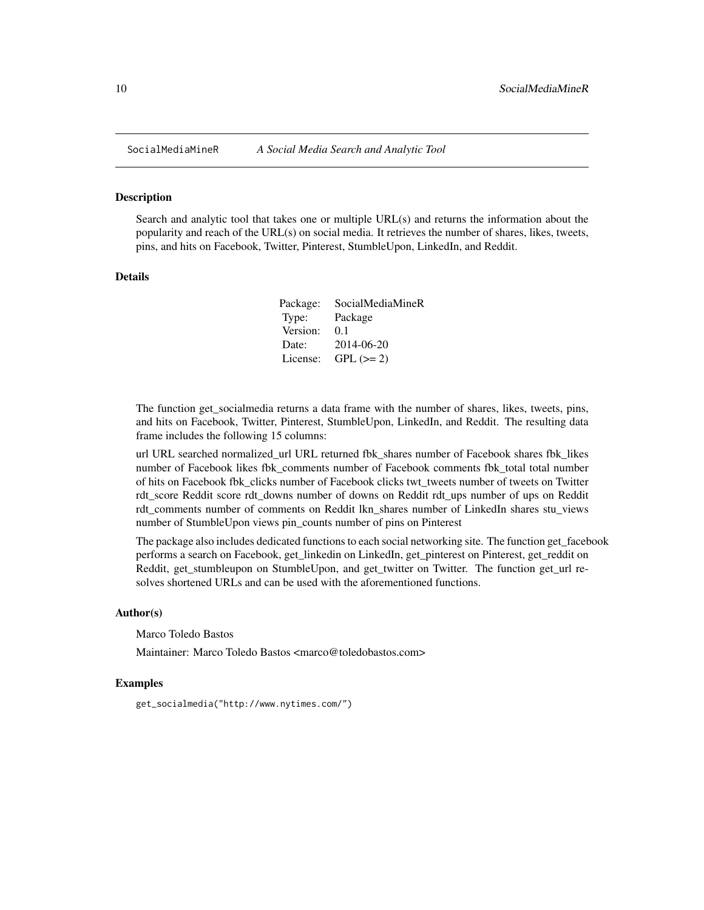SocialMediaMineR *A Social Media Search and Analytic Tool*

### Description

Search and analytic tool that takes one or multiple URL(s) and returns the information about the popularity and reach of the URL(s) on social media. It retrieves the number of shares, likes, tweets, pins, and hits on Facebook, Twitter, Pinterest, StumbleUpon, LinkedIn, and Reddit.

### Details

| | |
|---|---|
| Package: | SocialMediaMineR |
| Type: | Package |
| Version: | 0.1 |
| Date: | 2014-06-20 |
| License: | GPL (>= 2) |

The function get_socialmedia returns a data frame with the number of shares, likes, tweets, pins, and hits on Facebook, Twitter, Pinterest, StumbleUpon, LinkedIn, and Reddit. The resulting data frame includes the following 15 columns:

url URL searched normalized_url URL returned fbk_shares number of Facebook shares fbk_likes number of Facebook likes fbk_comments number of Facebook comments fbk_total total number of hits on Facebook fbk_clicks number of Facebook clicks twt_tweets number of tweets on Twitter rdt_score Reddit score rdt_downs number of downs on Reddit rdt_ups number of ups on Reddit rdt_comments number of comments on Reddit lkn_shares number of LinkedIn shares stu_views number of StumbleUpon views pin_counts number of pins on Pinterest

The package also includes dedicated functions to each social networking site. The function get_facebook performs a search on Facebook, get_linkedin on LinkedIn, get_pinterest on Pinterest, get_reddit on Reddit, get_stumbleupon on StumbleUpon, and get_twitter on Twitter. The function get_url resolves shortened URLs and can be used with the aforementioned functions.

### Author(s)

Marco Toledo Bastos

Maintainer: Marco Toledo Bastos <marco@toledobastos.com>

### Examples

```
get_socialmedia("http://www.nytimes.com/")
```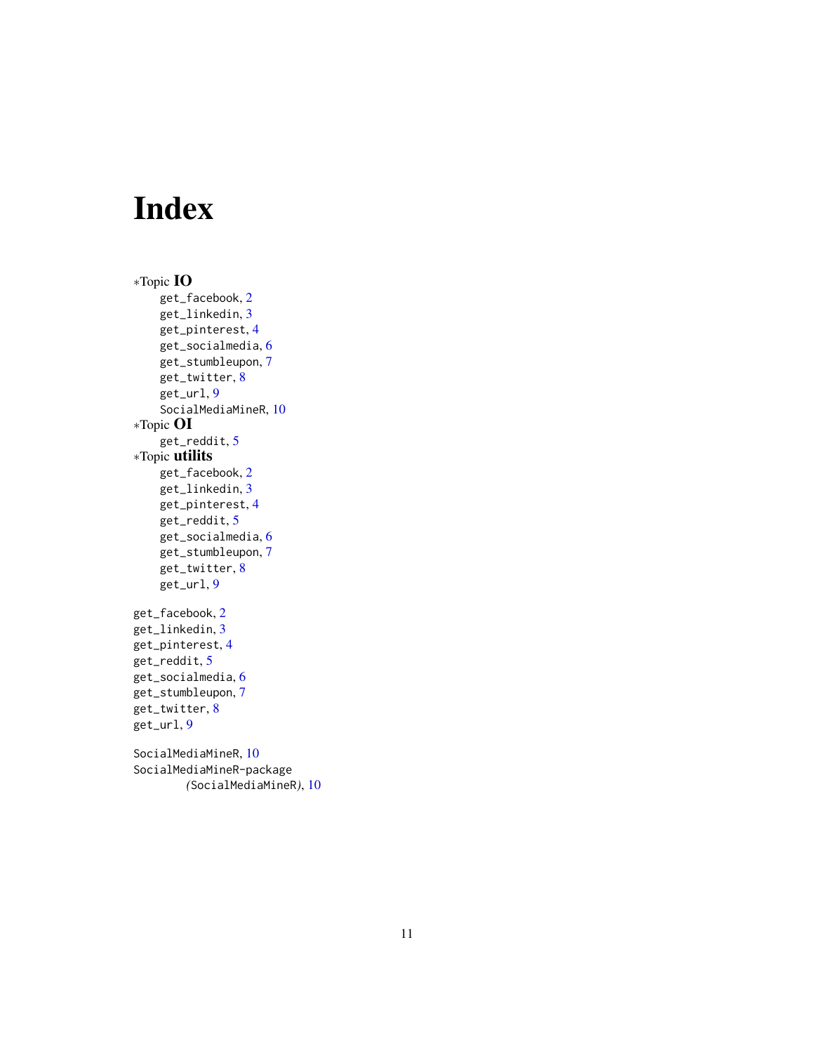# Index

∗Topic **IO**
- get_facebook, 2
- get_linkedin, 3
- get_pinterest, 4
- get_socialmedia, 6
- get_stumbleupon, 7
- get_twitter, 8
- get_url, 9
- SocialMediaMineR, 10

∗Topic **OI**
- get_reddit, 5

∗Topic **utilits**
- get_facebook, 2
- get_linkedin, 3
- get_pinterest, 4
- get_reddit, 5
- get_socialmedia, 6
- get_stumbleupon, 7
- get_twitter, 8
- get_url, 9

get_facebook, 2
get_linkedin, 3
get_pinterest, 4
get_reddit, 5
get_socialmedia, 6
get_stumbleupon, 7
get_twitter, 8
get_url, 9

SocialMediaMineR, 10
SocialMediaMineR-package
*(SocialMediaMineR)*, 10